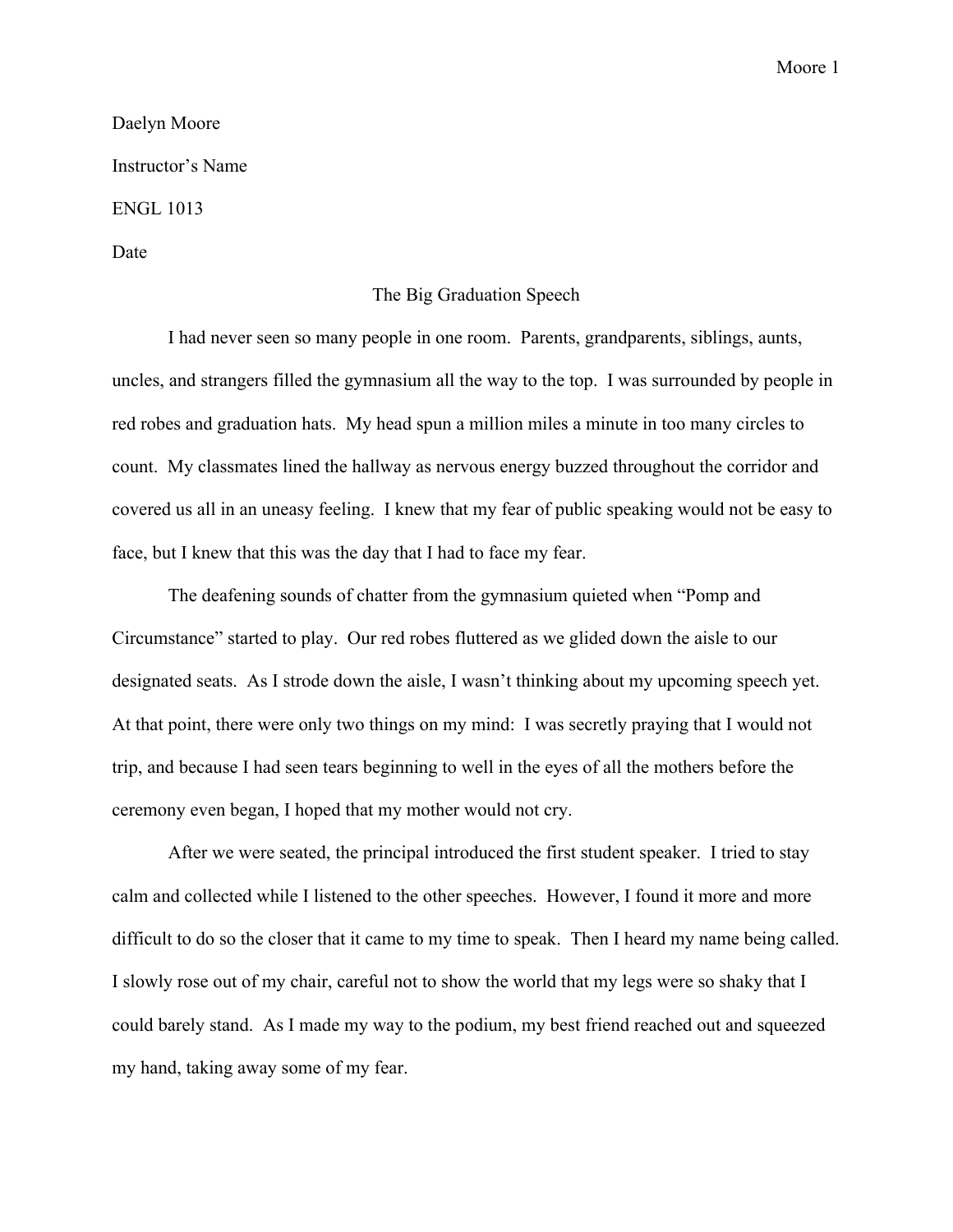Daelyn Moore

Instructor's Name

ENGL 1013

Date

# The Big Graduation Speech

I had never seen so many people in one room. Parents, grandparents, siblings, aunts, uncles, and strangers filled the gymnasium all the way to the top. I was surrounded by people in red robes and graduation hats. My head spun a million miles a minute in too many circles to count. My classmates lined the hallway as nervous energy buzzed throughout the corridor and covered us all in an uneasy feeling. I knew that my fear of public speaking would not be easy to face, but I knew that this was the day that I had to face my fear.

The deafening sounds of chatter from the gymnasium quieted when "Pomp and Circumstance" started to play. Our red robes fluttered as we glided down the aisle to our designated seats. As I strode down the aisle, I wasn't thinking about my upcoming speech yet. At that point, there were only two things on my mind: I was secretly praying that I would not trip, and because I had seen tears beginning to well in the eyes of all the mothers before the ceremony even began, I hoped that my mother would not cry.

After we were seated, the principal introduced the first student speaker. I tried to stay calm and collected while I listened to the other speeches. However, I found it more and more difficult to do so the closer that it came to my time to speak. Then I heard my name being called. I slowly rose out of my chair, careful not to show the world that my legs were so shaky that I could barely stand. As I made my way to the podium, my best friend reached out and squeezed my hand, taking away some of my fear.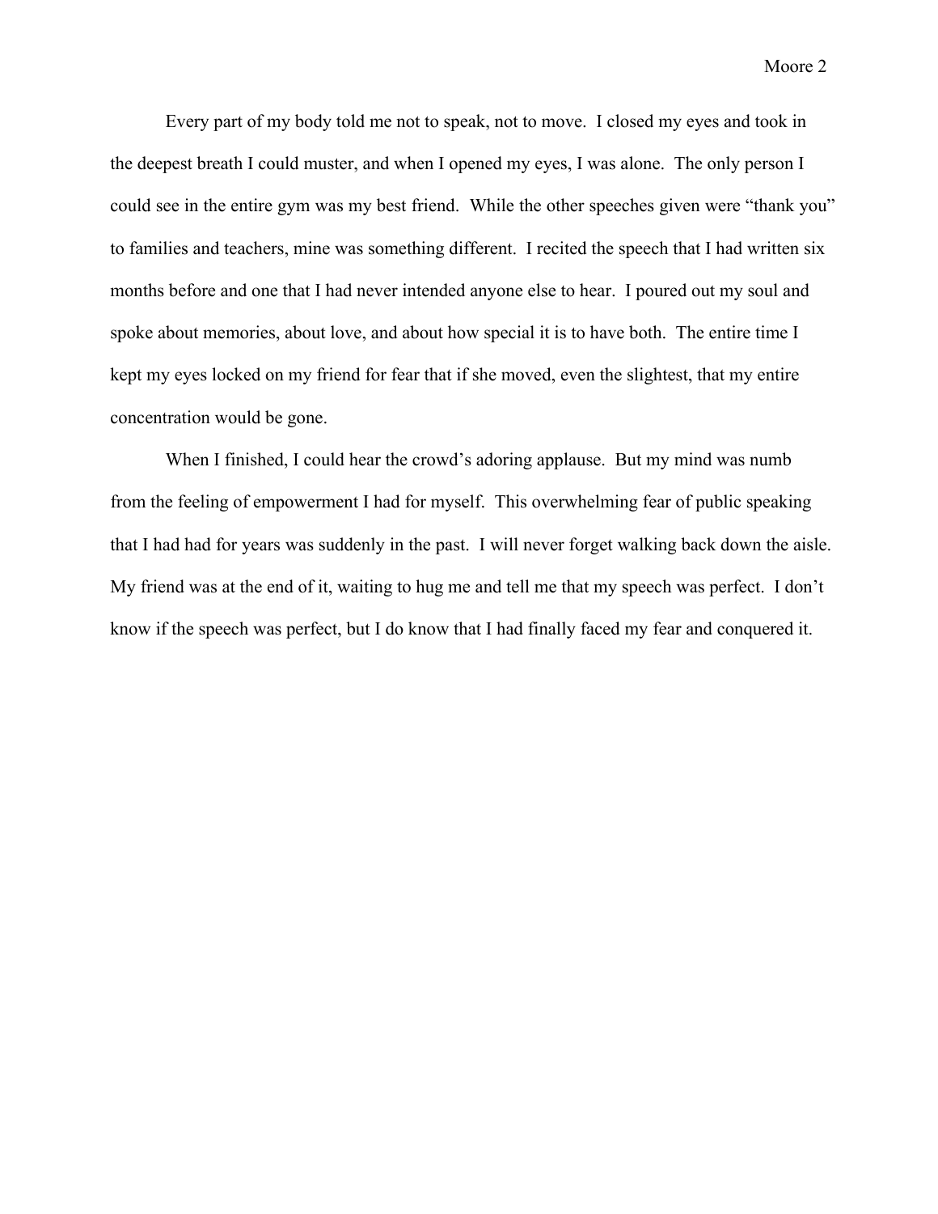Every part of my body told me not to speak, not to move. I closed my eyes and took in the deepest breath I could muster, and when I opened my eyes, I was alone. The only person I could see in the entire gym was my best friend. While the other speeches given were "thank you" to families and teachers, mine was something different. I recited the speech that I had written six months before and one that I had never intended anyone else to hear. I poured out my soul and spoke about memories, about love, and about how special it is to have both. The entire time I kept my eyes locked on my friend for fear that if she moved, even the slightest, that my entire concentration would be gone.

When I finished, I could hear the crowd's adoring applause. But my mind was numb from the feeling of empowerment I had for myself. This overwhelming fear of public speaking that I had had for years was suddenly in the past. I will never forget walking back down the aisle. My friend was at the end of it, waiting to hug me and tell me that my speech was perfect. I don't know if the speech was perfect, but I do know that I had finally faced my fear and conquered it.